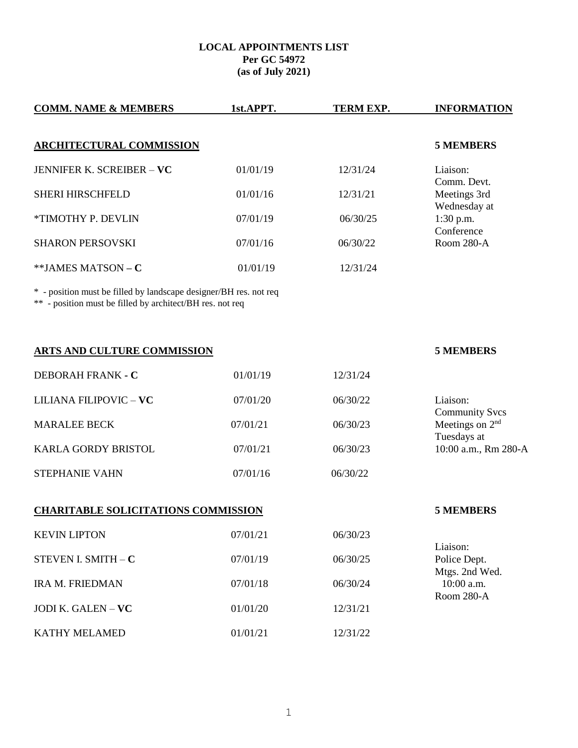# LOCAL APPOINTMENTS LIST
## Per GC 54972
## (as of July 2021)

| COMM. NAME & MEMBERS | 1st.APPT. | TERM EXP. | INFORMATION |
|---|---|---|---|
| **ARCHITECTURAL COMMISSION** | | | **5 MEMBERS** |
| JENNIFER K. SCREIBER – **VC** | 01/01/19 | 12/31/24 | Liaison: Comm. Devt. |
| SHERI HIRSCHFELD | 01/01/16 | 12/31/21 | Meetings 3rd Wednesday at |
| *TIMOTHY P. DEVLIN | 07/01/19 | 06/30/25 | 1:30 p.m. Conference |
| SHARON PERSOVSKI | 07/01/16 | 06/30/22 | Room 280-A |
| **JAMES MATSON – **C** | 01/01/19 | 12/31/24 | |

\* - position must be filled by landscape designer/BH res. not req
\*\* - position must be filled by architect/BH res. not req

| COMM. NAME & MEMBERS | 1st.APPT. | TERM EXP. | INFORMATION |
|---|---|---|---|
| **ARTS AND CULTURE COMMISSION** | | | **5 MEMBERS** |
| DEBORAH FRANK - **C** | 01/01/19 | 12/31/24 | |
| LILIANA FILIPOVIC – **VC** | 07/01/20 | 06/30/22 | Liaison: Community Svcs |
| MARALEE BECK | 07/01/21 | 06/30/23 | Meetings on 2nd Tuesdays at |
| KARLA GORDY BRISTOL | 07/01/21 | 06/30/23 | 10:00 a.m., Rm 280-A |
| STEPHANIE VAHN | 07/01/16 | 06/30/22 | |
| **CHARITABLE SOLICITATIONS COMMISSION** | | | **5 MEMBERS** |
| KEVIN LIPTON | 07/01/21 | 06/30/23 | Liaison: |
| STEVEN I. SMITH – **C** | 07/01/19 | 06/30/25 | Police Dept. Mtgs. 2nd Wed. |
| IRA M. FRIEDMAN | 07/01/18 | 06/30/24 | 10:00 a.m. Room 280-A |
| JODI K. GALEN – **VC** | 01/01/20 | 12/31/21 | |
| KATHY MELAMED | 01/01/21 | 12/31/22 | |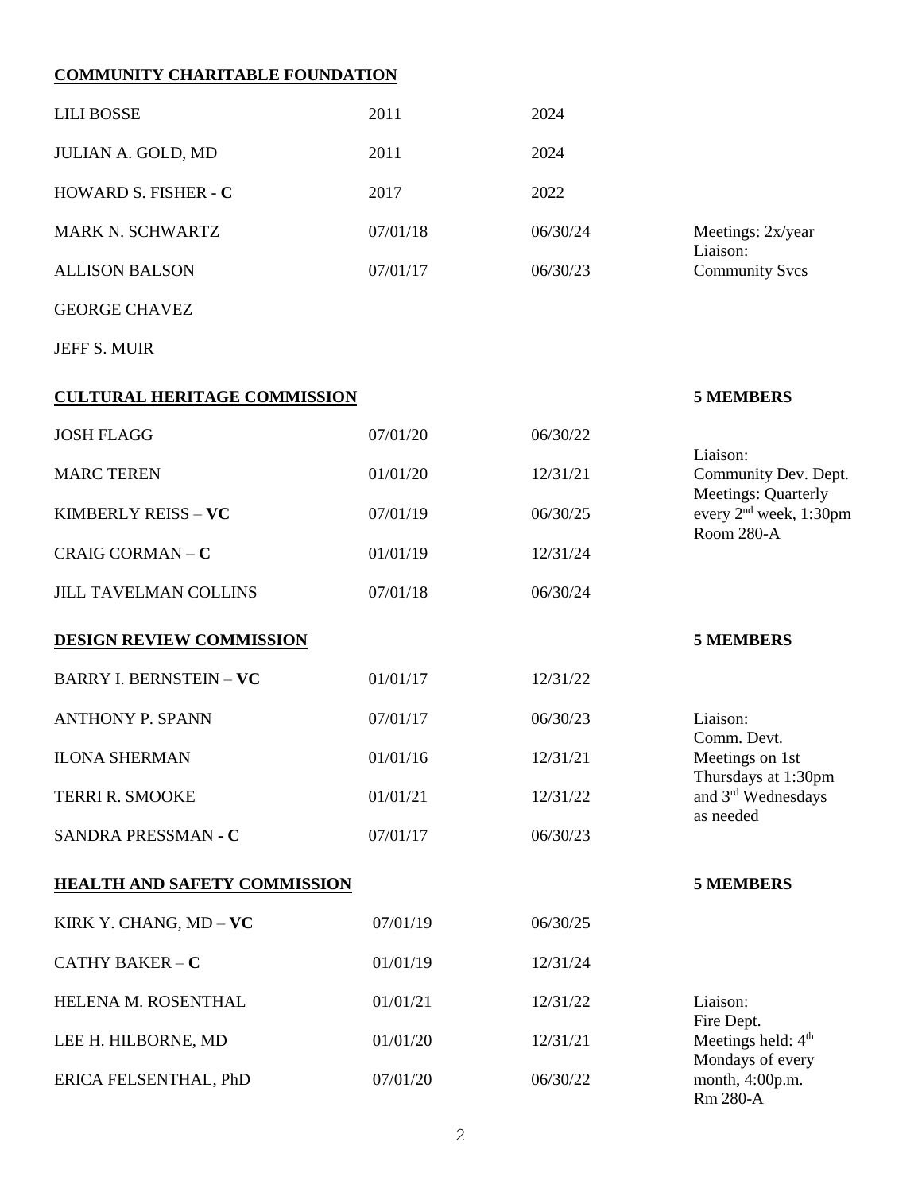## COMMUNITY CHARITABLE FOUNDATION

| | | | |
|---|---|---|---|
| LILI BOSSE | 2011 | 2024 | |
| JULIAN A. GOLD, MD | 2011 | 2024 | |
| HOWARD S. FISHER - **C** | 2017 | 2022 | |
| MARK N. SCHWARTZ | 07/01/18 | 06/30/24 | Meetings: 2x/year |
| ALLISON BALSON | 07/01/17 | 06/30/23 | Liaison: Community Svcs |
| GEORGE CHAVEZ | | | |
| JEFF S. MUIR | | | |

## CULTURAL HERITAGE COMMISSION

**5 MEMBERS**

| | | | |
|---|---|---|---|
| JOSH FLAGG | 07/01/20 | 06/30/22 | Liaison: |
| MARC TEREN | 01/01/20 | 12/31/21 | Community Dev. Dept. |
| KIMBERLY REISS – **VC** | 07/01/19 | 06/30/25 | Meetings: Quarterly every 2nd week, 1:30pm |
| CRAIG CORMAN – **C** | 01/01/19 | 12/31/24 | Room 280-A |
| JILL TAVELMAN COLLINS | 07/01/18 | 06/30/24 | |

## DESIGN REVIEW COMMISSION

**5 MEMBERS**

| | | | |
|---|---|---|---|
| BARRY I. BERNSTEIN – **VC** | 01/01/17 | 12/31/22 | |
| ANTHONY P. SPANN | 07/01/17 | 06/30/23 | Liaison: Comm. Devt. |
| ILONA SHERMAN | 01/01/16 | 12/31/21 | Meetings on 1st Thursdays at 1:30pm |
| TERRI R. SMOOKE | 01/01/21 | 12/31/22 | and 3rd Wednesdays as needed |
| SANDRA PRESSMAN - **C** | 07/01/17 | 06/30/23 | |

## HEALTH AND SAFETY COMMISSION

**5 MEMBERS**

| | | | |
|---|---|---|---|
| KIRK Y. CHANG, MD – **VC** | 07/01/19 | 06/30/25 | |
| CATHY BAKER – **C** | 01/01/19 | 12/31/24 | |
| HELENA M. ROSENTHAL | 01/01/21 | 12/31/22 | Liaison: Fire Dept. |
| LEE H. HILBORNE, MD | 01/01/20 | 12/31/21 | Meetings held: 4th Mondays of every |
| ERICA FELSENTHAL, PhD | 07/01/20 | 06/30/22 | month, 4:00p.m. Rm 280-A |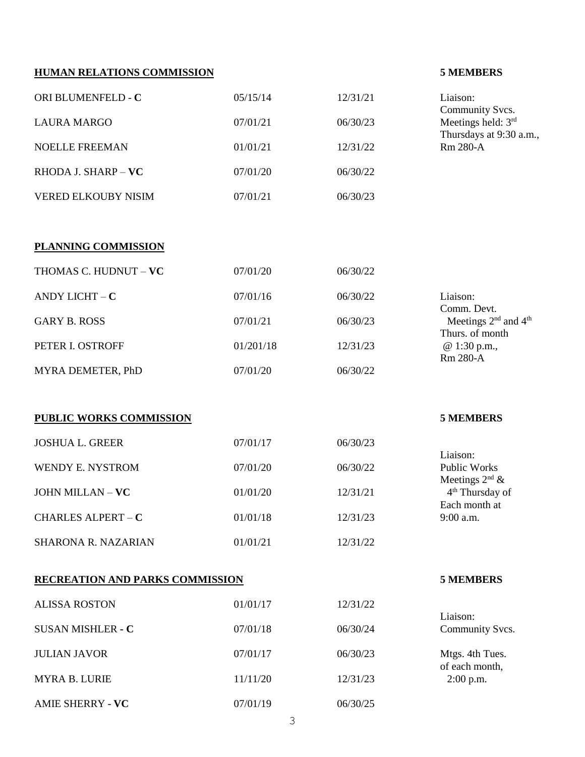## HUMAN RELATIONS COMMISSION

**5 MEMBERS**

| Member | Appointed | Term Expires | |
|---|---|---|---|
| ORI BLUMENFELD - **C** | 05/15/14 | 12/31/21 | Liaison: Community Svcs. |
| LAURA MARGO | 07/01/21 | 06/30/23 | Meetings held: 3rd Thursdays at 9:30 a.m., |
| NOELLE FREEMAN | 01/01/21 | 12/31/22 | Rm 280-A |
| RHODA J. SHARP – **VC** | 07/01/20 | 06/30/22 | |
| VERED ELKOUBY NISIM | 07/01/21 | 06/30/23 | |

## PLANNING COMMISSION

| Member | Appointed | Term Expires | |
|---|---|---|---|
| THOMAS C. HUDNUT – **VC** | 07/01/20 | 06/30/22 | |
| ANDY LICHT – **C** | 07/01/16 | 06/30/22 | Liaison: Comm. Devt. |
| GARY B. ROSS | 07/01/21 | 06/30/23 | Meetings 2nd and 4th Thurs. of month |
| PETER I. OSTROFF | 01/201/18 | 12/31/23 | @ 1:30 p.m., Rm 280-A |
| MYRA DEMETER, PhD | 07/01/20 | 06/30/22 | |

## PUBLIC WORKS COMMISSION

**5 MEMBERS**

| Member | Appointed | Term Expires | |
|---|---|---|---|
| JOSHUA L. GREER | 07/01/17 | 06/30/23 | Liaison: |
| WENDY E. NYSTROM | 07/01/20 | 06/30/22 | Public Works Meetings 2nd & |
| JOHN MILLAN – **VC** | 01/01/20 | 12/31/21 | 4th Thursday of Each month at |
| CHARLES ALPERT – **C** | 01/01/18 | 12/31/23 | 9:00 a.m. |
| SHARONA R. NAZARIAN | 01/01/21 | 12/31/22 | |

## RECREATION AND PARKS COMMISSION

**5 MEMBERS**

| Member | Appointed | Term Expires | |
|---|---|---|---|
| ALISSA ROSTON | 01/01/17 | 12/31/22 | Liaison: |
| SUSAN MISHLER - **C** | 07/01/18 | 06/30/24 | Community Svcs. |
| JULIAN JAVOR | 07/01/17 | 06/30/23 | Mtgs. 4th Tues. of each month, |
| MYRA B. LURIE | 11/11/20 | 12/31/23 | 2:00 p.m. |
| AMIE SHERRY - **VC** | 07/01/19 | 06/30/25 | |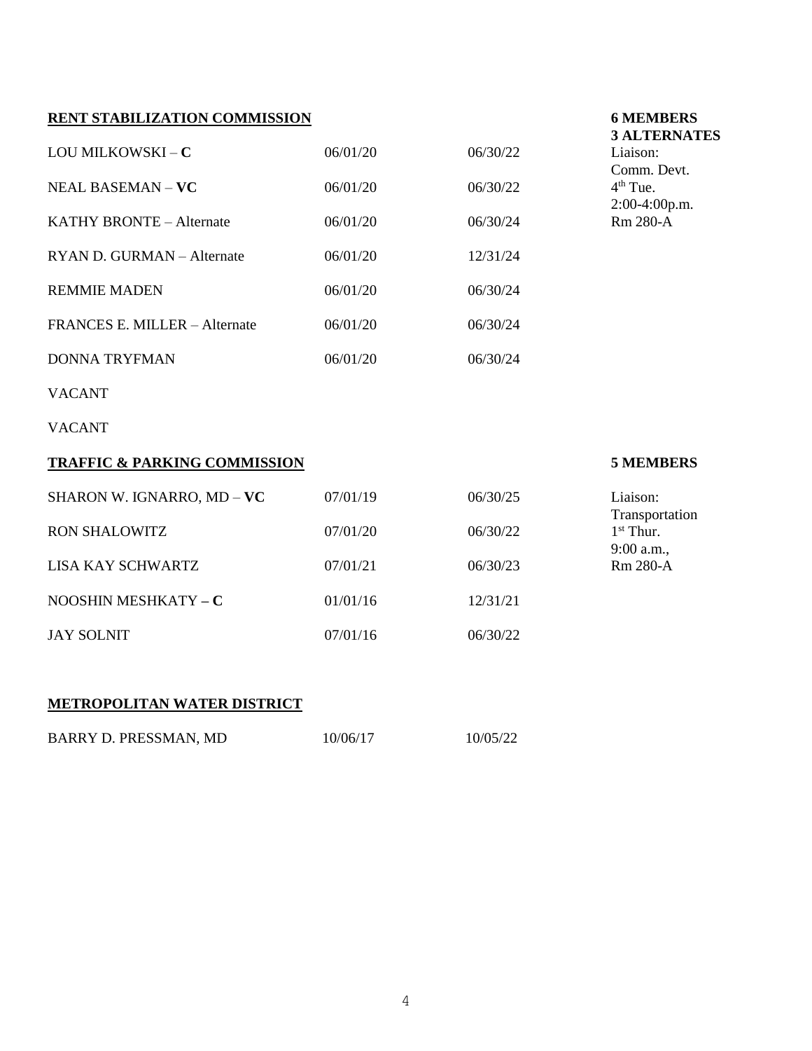**RENT STABILIZATION COMMISSION**

**6 MEMBERS**
**3 ALTERNATES**
Liaison:
Comm. Devt.
4th Tue.
2:00-4:00p.m.
Rm 280-A

| | | |
|---|---|---|
| LOU MILKOWSKI – **C** | 06/01/20 | 06/30/22 |
| NEAL BASEMAN – **VC** | 06/01/20 | 06/30/22 |
| KATHY BRONTE – Alternate | 06/01/20 | 06/30/24 |
| RYAN D. GURMAN – Alternate | 06/01/20 | 12/31/24 |
| REMMIE MADEN | 06/01/20 | 06/30/24 |
| FRANCES E. MILLER – Alternate | 06/01/20 | 06/30/24 |
| DONNA TRYFMAN | 06/01/20 | 06/30/24 |
| VACANT | | |
| VACANT | | |

**TRAFFIC & PARKING COMMISSION**

**5 MEMBERS**
Liaison:
Transportation
1st Thur.
9:00 a.m.,
Rm 280-A

| | | |
|---|---|---|
| SHARON W. IGNARRO, MD – **VC** | 07/01/19 | 06/30/25 |
| RON SHALOWITZ | 07/01/20 | 06/30/22 |
| LISA KAY SCHWARTZ | 07/01/21 | 06/30/23 |
| NOOSHIN MESHKATY **– C** | 01/01/16 | 12/31/21 |
| JAY SOLNIT | 07/01/16 | 06/30/22 |

**METROPOLITAN WATER DISTRICT**

| | | |
|---|---|---|
| BARRY D. PRESSMAN, MD | 10/06/17 | 10/05/22 |